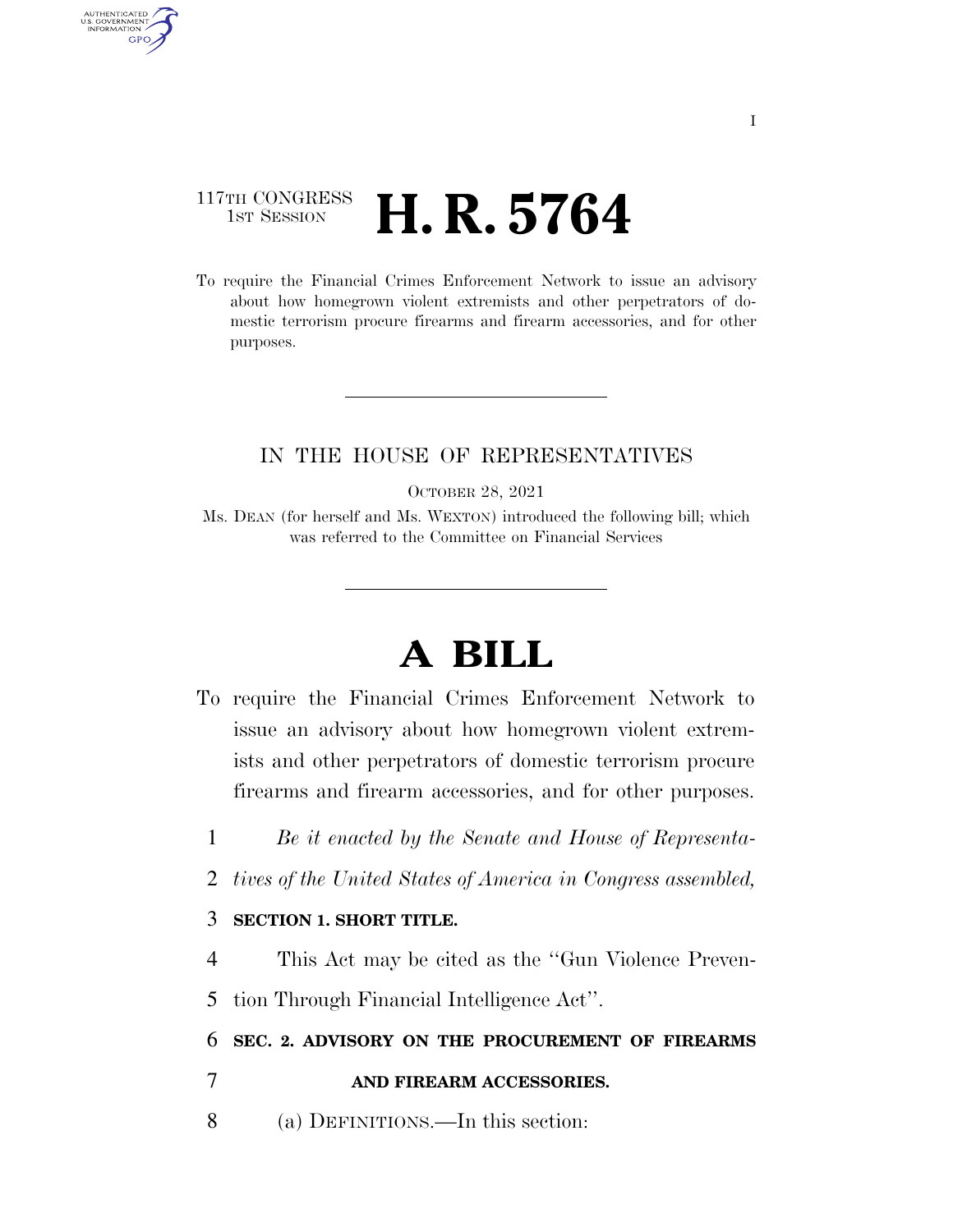117TH CONGRESS
1ST SESSION

# H. R. 5764

To require the Financial Crimes Enforcement Network to issue an advisory about how homegrown violent extremists and other perpetrators of domestic terrorism procure firearms and firearm accessories, and for other purposes.

---

IN THE HOUSE OF REPRESENTATIVES

OCTOBER 28, 2021

Ms. DEAN (for herself and Ms. WEXTON) introduced the following bill; which was referred to the Committee on Financial Services

---

# A BILL

To require the Financial Crimes Enforcement Network to issue an advisory about how homegrown violent extremists and other perpetrators of domestic terrorism procure firearms and firearm accessories, and for other purposes.

1 *Be it enacted by the Senate and House of Representa-*
2 *tives of the United States of America in Congress assembled,*

3 **SECTION 1. SHORT TITLE.**

4 This Act may be cited as the "Gun Violence Preven-
5 tion Through Financial Intelligence Act".

6 **SEC. 2. ADVISORY ON THE PROCUREMENT OF FIREARMS**
7 **AND FIREARM ACCESSORIES.**

8 (a) DEFINITIONS.—In this section: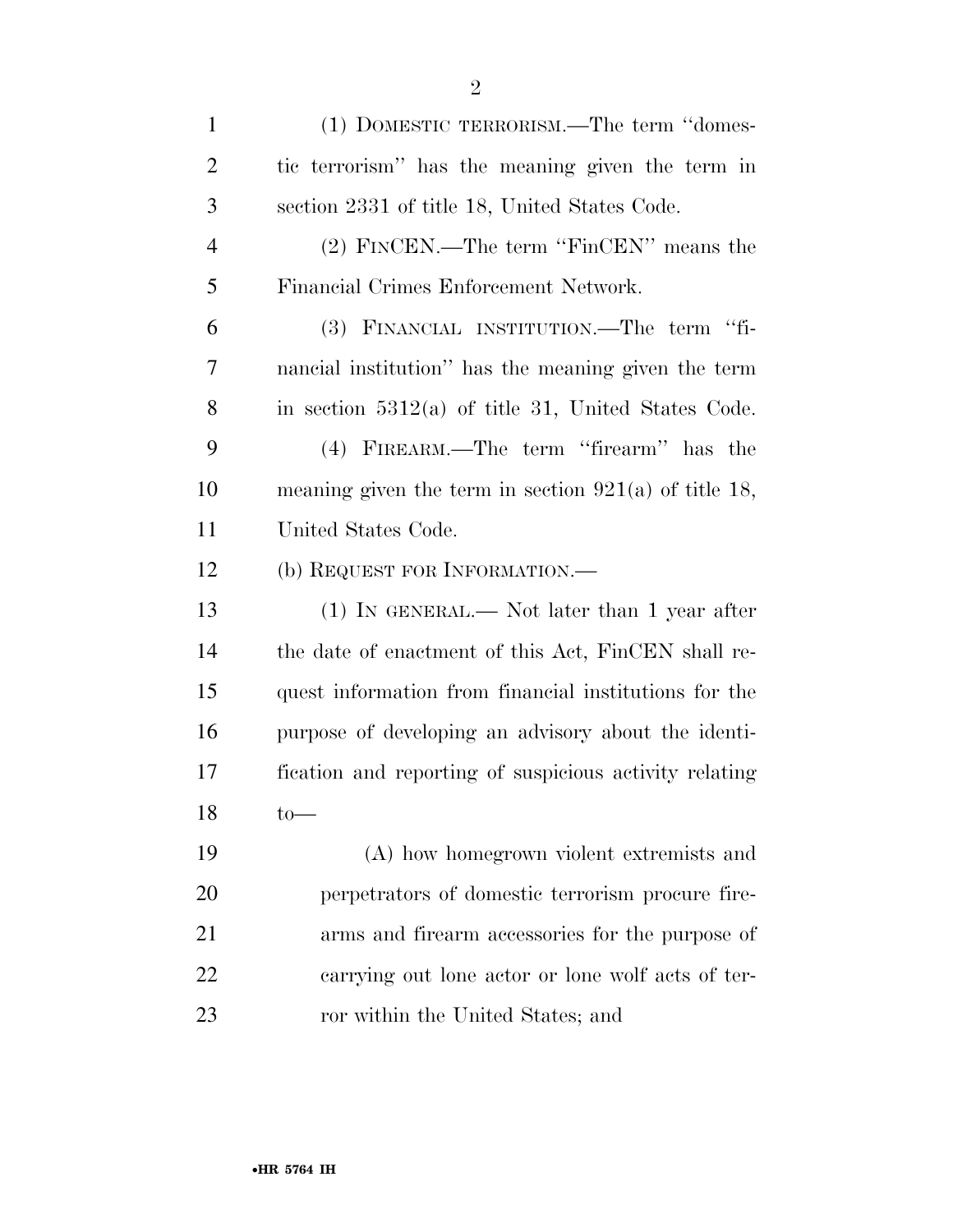(1) DOMESTIC TERRORISM.—The term "domestic terrorism" has the meaning given the term in section 2331 of title 18, United States Code.

(2) FINCEN.—The term "FinCEN" means the Financial Crimes Enforcement Network.

(3) FINANCIAL INSTITUTION.—The term "financial institution" has the meaning given the term in section 5312(a) of title 31, United States Code.

(4) FIREARM.—The term "firearm" has the meaning given the term in section 921(a) of title 18, United States Code.

(b) REQUEST FOR INFORMATION.—

(1) IN GENERAL.— Not later than 1 year after the date of enactment of this Act, FinCEN shall request information from financial institutions for the purpose of developing an advisory about the identification and reporting of suspicious activity relating to—

(A) how homegrown violent extremists and perpetrators of domestic terrorism procure firearms and firearm accessories for the purpose of carrying out lone actor or lone wolf acts of terror within the United States; and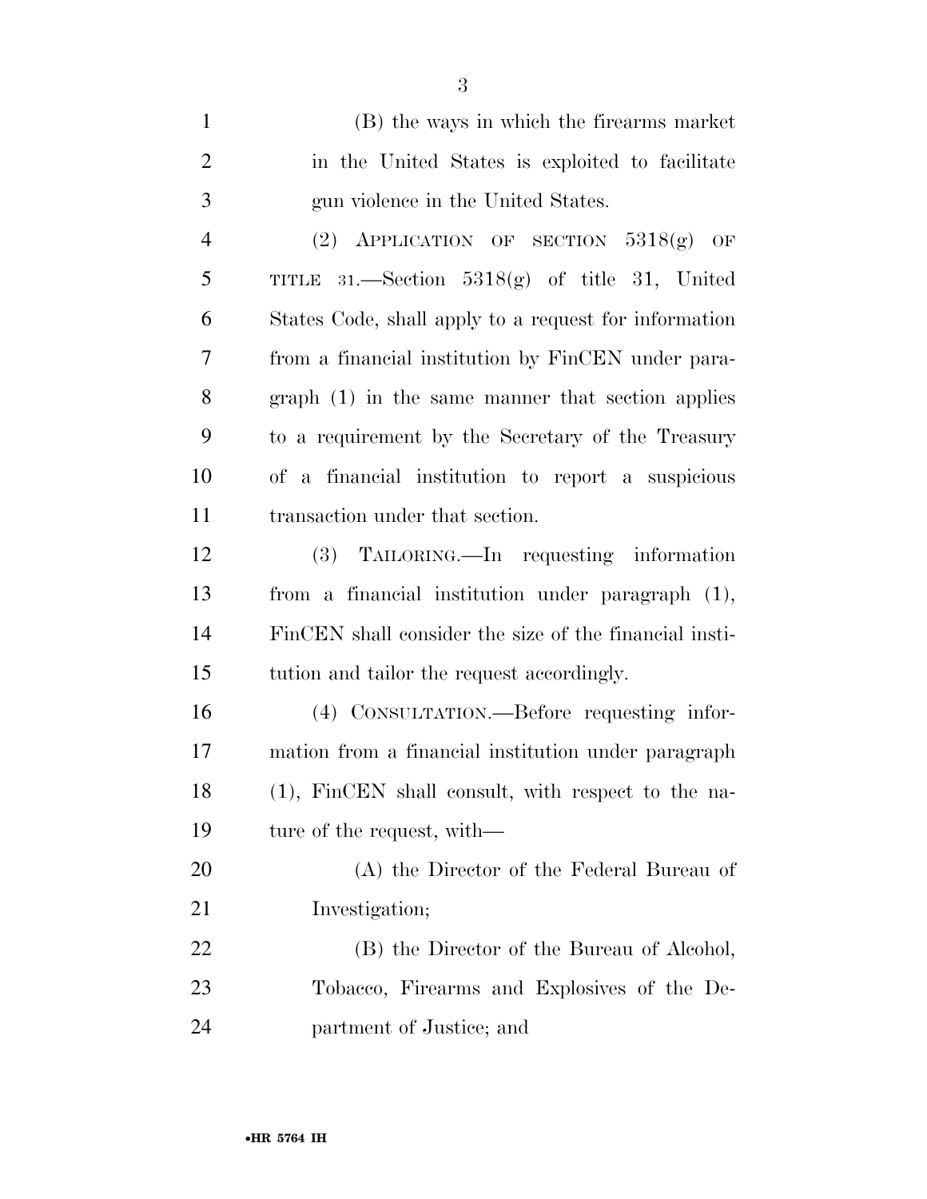(B) the ways in which the firearms market in the United States is exploited to facilitate gun violence in the United States.

(2) APPLICATION OF SECTION 5318(g) OF TITLE 31.—Section 5318(g) of title 31, United States Code, shall apply to a request for information from a financial institution by FinCEN under paragraph (1) in the same manner that section applies to a requirement by the Secretary of the Treasury of a financial institution to report a suspicious transaction under that section.

(3) TAILORING.—In requesting information from a financial institution under paragraph (1), FinCEN shall consider the size of the financial institution and tailor the request accordingly.

(4) CONSULTATION.—Before requesting information from a financial institution under paragraph (1), FinCEN shall consult, with respect to the nature of the request, with—

(A) the Director of the Federal Bureau of Investigation;

(B) the Director of the Bureau of Alcohol, Tobacco, Firearms and Explosives of the Department of Justice; and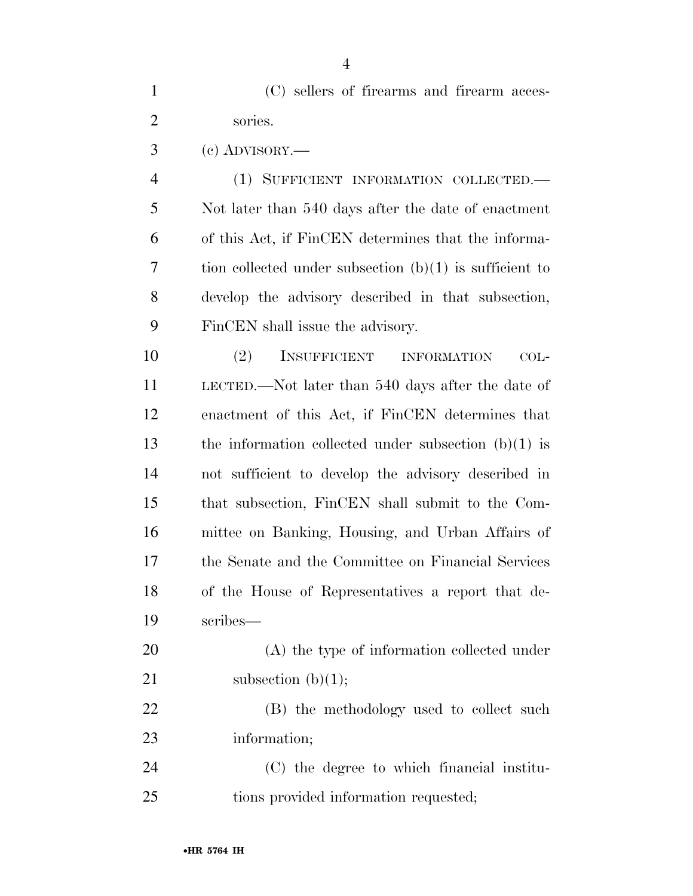(C) sellers of firearms and firearm accessories.

(c) ADVISORY.—

(1) SUFFICIENT INFORMATION COLLECTED.—Not later than 540 days after the date of enactment of this Act, if FinCEN determines that the information collected under subsection (b)(1) is sufficient to develop the advisory described in that subsection, FinCEN shall issue the advisory.

(2) INSUFFICIENT INFORMATION COLLECTED.—Not later than 540 days after the date of enactment of this Act, if FinCEN determines that the information collected under subsection (b)(1) is not sufficient to develop the advisory described in that subsection, FinCEN shall submit to the Committee on Banking, Housing, and Urban Affairs of the Senate and the Committee on Financial Services of the House of Representatives a report that describes—

(A) the type of information collected under subsection (b)(1);

(B) the methodology used to collect such information;

(C) the degree to which financial institutions provided information requested;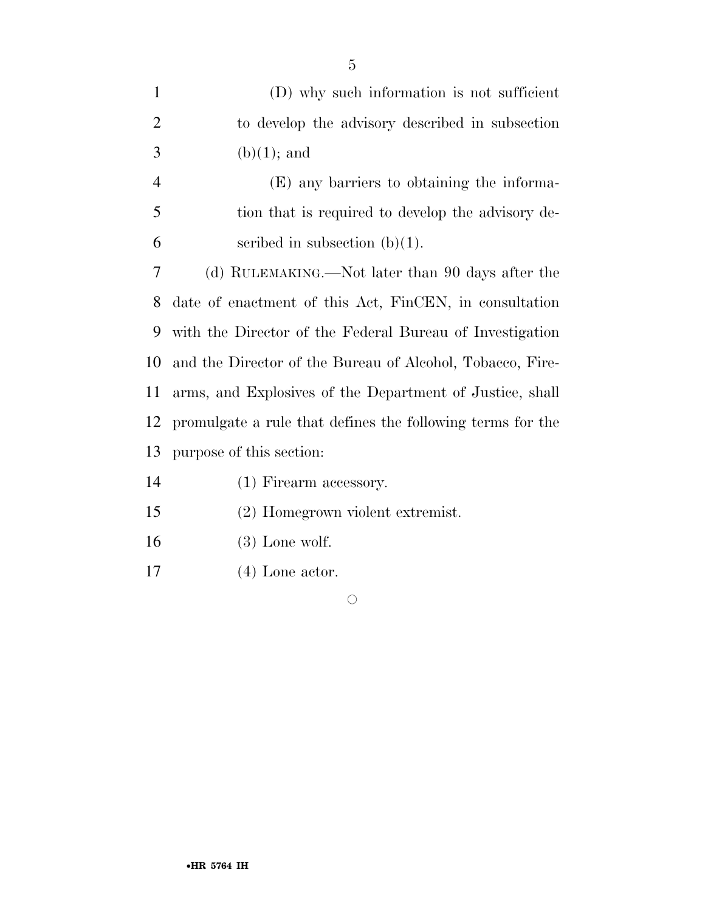(D) why such information is not sufficient to develop the advisory described in subsection (b)(1); and

(E) any barriers to obtaining the information that is required to develop the advisory described in subsection (b)(1).

(d) RULEMAKING.—Not later than 90 days after the date of enactment of this Act, FinCEN, in consultation with the Director of the Federal Bureau of Investigation and the Director of the Bureau of Alcohol, Tobacco, Firearms, and Explosives of the Department of Justice, shall promulgate a rule that defines the following terms for the purpose of this section:

(1) Firearm accessory.

(2) Homegrown violent extremist.

(3) Lone wolf.

(4) Lone actor.

○